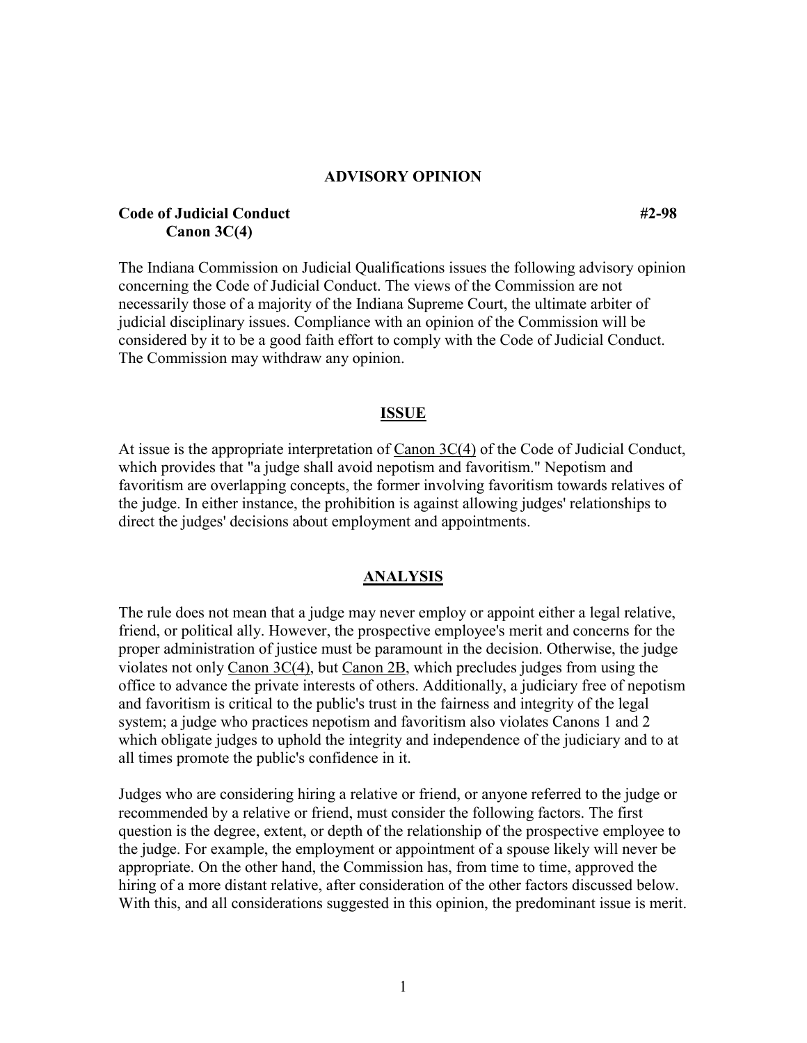# ADVISORY OPINION

**Code of Judicial Conduct** **#2-98**
**Canon 3C(4)**

The Indiana Commission on Judicial Qualifications issues the following advisory opinion concerning the Code of Judicial Conduct. The views of the Commission are not necessarily those of a majority of the Indiana Supreme Court, the ultimate arbiter of judicial disciplinary issues. Compliance with an opinion of the Commission will be considered by it to be a good faith effort to comply with the Code of Judicial Conduct. The Commission may withdraw any opinion.

## ISSUE

At issue is the appropriate interpretation of Canon 3C(4) of the Code of Judicial Conduct, which provides that "a judge shall avoid nepotism and favoritism." Nepotism and favoritism are overlapping concepts, the former involving favoritism towards relatives of the judge. In either instance, the prohibition is against allowing judges' relationships to direct the judges' decisions about employment and appointments.

## ANALYSIS

The rule does not mean that a judge may never employ or appoint either a legal relative, friend, or political ally. However, the prospective employee's merit and concerns for the proper administration of justice must be paramount in the decision. Otherwise, the judge violates not only Canon 3C(4), but Canon 2B, which precludes judges from using the office to advance the private interests of others. Additionally, a judiciary free of nepotism and favoritism is critical to the public's trust in the fairness and integrity of the legal system; a judge who practices nepotism and favoritism also violates Canons 1 and 2 which obligate judges to uphold the integrity and independence of the judiciary and to at all times promote the public's confidence in it.

Judges who are considering hiring a relative or friend, or anyone referred to the judge or recommended by a relative or friend, must consider the following factors. The first question is the degree, extent, or depth of the relationship of the prospective employee to the judge. For example, the employment or appointment of a spouse likely will never be appropriate. On the other hand, the Commission has, from time to time, approved the hiring of a more distant relative, after consideration of the other factors discussed below. With this, and all considerations suggested in this opinion, the predominant issue is merit.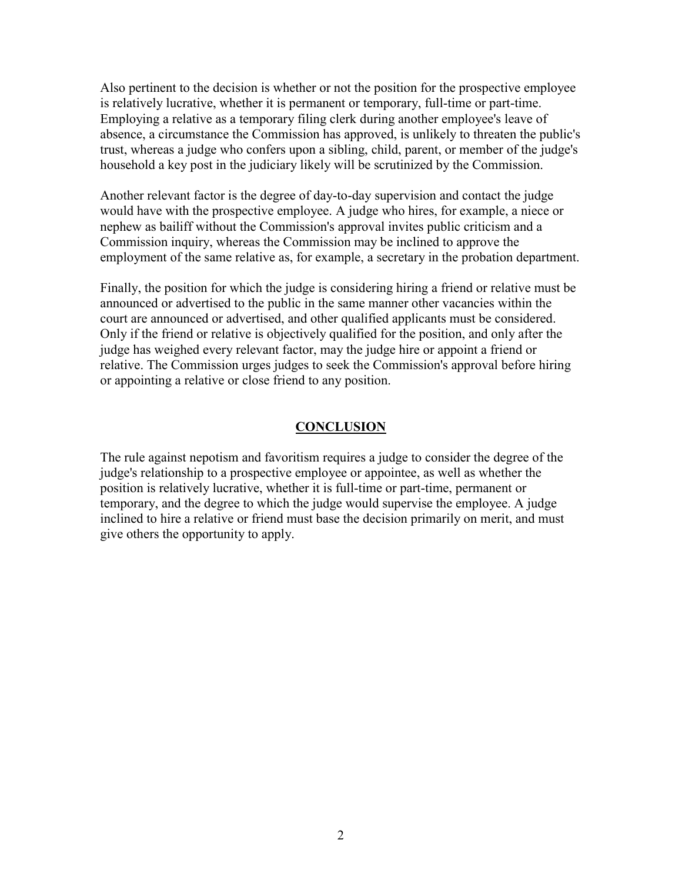Also pertinent to the decision is whether or not the position for the prospective employee is relatively lucrative, whether it is permanent or temporary, full-time or part-time. Employing a relative as a temporary filing clerk during another employee's leave of absence, a circumstance the Commission has approved, is unlikely to threaten the public's trust, whereas a judge who confers upon a sibling, child, parent, or member of the judge's household a key post in the judiciary likely will be scrutinized by the Commission.

Another relevant factor is the degree of day-to-day supervision and contact the judge would have with the prospective employee. A judge who hires, for example, a niece or nephew as bailiff without the Commission's approval invites public criticism and a Commission inquiry, whereas the Commission may be inclined to approve the employment of the same relative as, for example, a secretary in the probation department.

Finally, the position for which the judge is considering hiring a friend or relative must be announced or advertised to the public in the same manner other vacancies within the court are announced or advertised, and other qualified applicants must be considered. Only if the friend or relative is objectively qualified for the position, and only after the judge has weighed every relevant factor, may the judge hire or appoint a friend or relative. The Commission urges judges to seek the Commission's approval before hiring or appointing a relative or close friend to any position.

## CONCLUSION

The rule against nepotism and favoritism requires a judge to consider the degree of the judge's relationship to a prospective employee or appointee, as well as whether the position is relatively lucrative, whether it is full-time or part-time, permanent or temporary, and the degree to which the judge would supervise the employee. A judge inclined to hire a relative or friend must base the decision primarily on merit, and must give others the opportunity to apply.